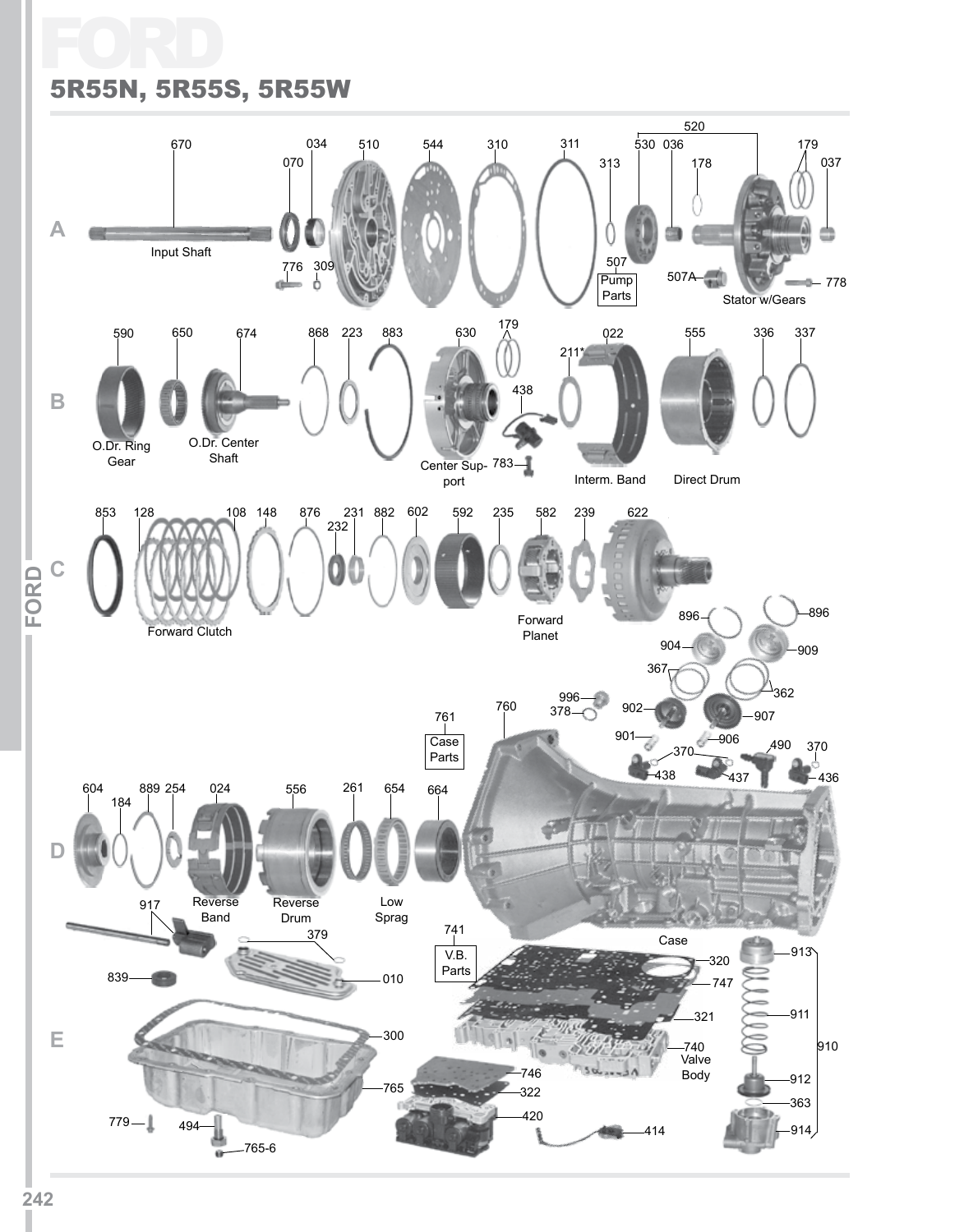# FORD

## 5R55N, 5R55S, 5R55W

A

670 Input Shaft

070 034 510 544 310 311 313

776 309

507 Pump Parts

520 530 036 178 179 037

507A 778

Stator w/Gears

B

590 O.Dr. Ring Gear

650

674 O.Dr. Center Shaft

868 223 883

630 Center Support

179 438 783

211* 022 Interm. Band

555 Direct Drum

336 337

C

853 128 108 148 876 231 232 882 602 592 235 582 239 622

Forward Clutch

Forward Planet

896 896 904 909 367 362

996 378 902 907 901 906

760 761 Case Parts

370 490 370 438 437 436

D

604 184 889 254 024 Reverse Band

556 Reverse Drum

261 654 Low Sprag

664

Case

917 379 839 010

741 V.B. Parts

320 747 321 740 Valve Body

913 911 910 912 363 914

E

300 765 779 494 765-6

746 322 420 414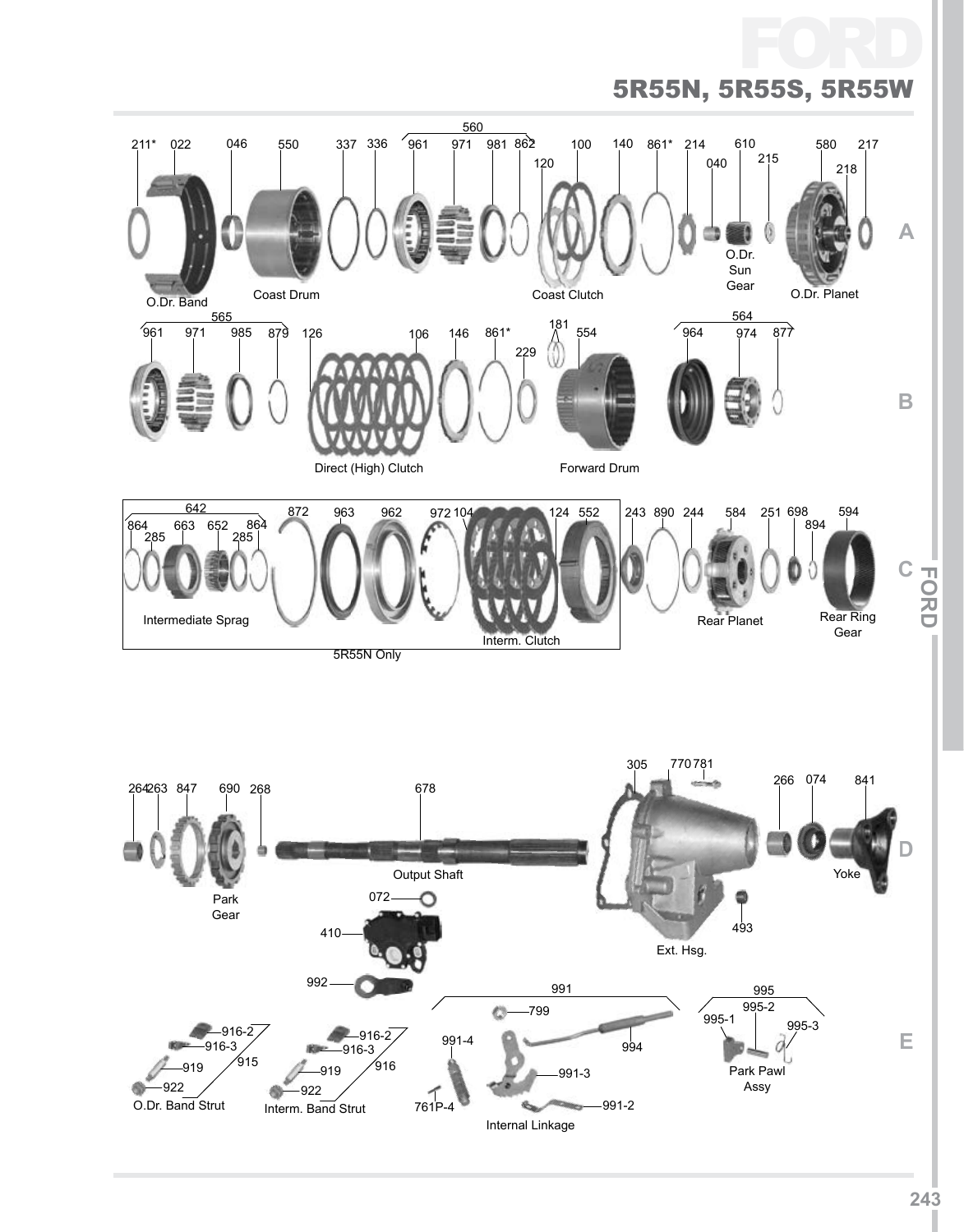# FORD

## 5R55N, 5R55S, 5R55W

**A**

211* 022 046 550 337 336 560 961 971 981 862 120 100 140 861* 214 040 610 215 580 217 218

O.Dr. Band — Coast Drum — Coast Clutch — O.Dr. Sun Gear — O.Dr. Planet

**B**

565 961 971 985 879 126 106 146 861* 181 229 554 564 964 974 877

Direct (High) Clutch — Forward Drum

**C**

642 864 285 663 652 285 864 872 963 962 972 104 124 552 243 890 244 584 251 698 894 594

Intermediate Sprag — Interm. Clutch — Rear Planet — Rear Ring Gear

5R55N Only

**D**

264 263 847 690 268 678 305 770 781 266 074 841 072 410 493

Park Gear — Output Shaft — Ext. Hsg. — Yoke

**E**

992 991 995 995-1 995-2 995-3 916-2 916-3 919 922 915 916-2 916-3 919 922 916 799 991-4 994 991-3 991-2 761P-4

O.Dr. Band Strut — Interm. Band Strut — Internal Linkage — Park Pawl Assy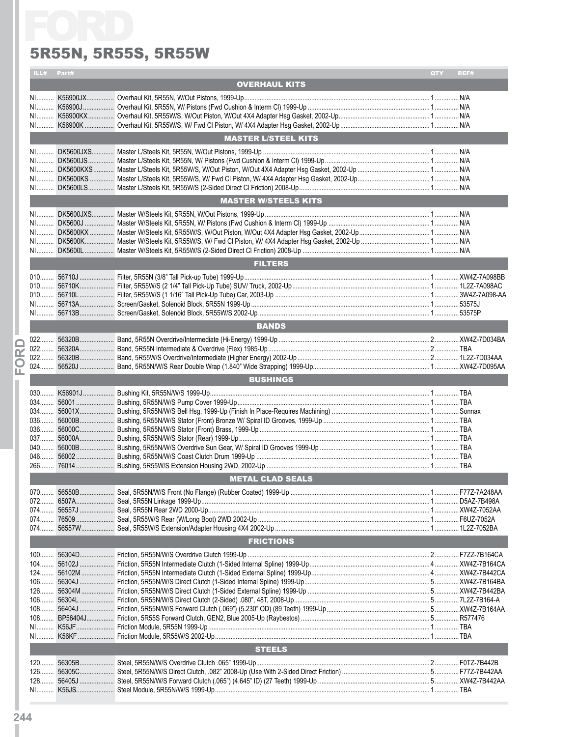# FORD

## 5R55N, 5R55S, 5R55W

| ILL# | Part# | Description | QTY | REF# |
|---|---|---|---|---|
| | | **OVERHAUL KITS** | | |
| NI | K56900JX | Overhaul Kit, 5R55N, W/Out Pistons, 1999-Up | 1 | N/A |
| NI | K56900J | Overhaul Kit, 5R55N, W/ Pistons (Fwd Cushion & Interm Cl) 1999-Up | 1 | N/A |
| NI | K56900KX | Overhaul Kit, 5R55W/S, W/Out Piston, W/Out 4X4 Adapter Hsg Gasket, 2002-Up | 1 | N/A |
| NI | K56900K | Overhaul Kit, 5R55W/S, W/ Fwd Cl Piston, W/ 4X4 Adapter Hsg Gasket, 2002-Up | 1 | N/A |
| | | **MASTER L/STEEL KITS** | | |
| NI | DK5600JXS | Master L/Steels Kit, 5R55N, W/Out Pistons, 1999-Up | 1 | N/A |
| NI | DK5600JS | Master L/Steels Kit, 5R55N, W/ Pistons (Fwd Cushion & Interm Cl) 1999-Up | 1 | N/A |
| NI | DK5600KXS | Master L/Steels Kit, 5R55W/S, W/Out Piston, W/Out 4X4 Adapter Hsg Gasket, 2002-Up | 1 | N/A |
| NI | DK5600KS | Master L/Steels Kit, 5R55W/S, W/ Fwd Cl Piston, W/ 4X4 Adapter Hsg Gasket, 2002-Up | 1 | N/A |
| NI | DK5600LS | Master L/Steels Kit, 5R55W/S (2-Sided Direct Cl Friction) 2008-Up | 1 | N/A |
| | | **MASTER W/STEELS KITS** | | |
| NI | DK5600JXS | Master W/Steels Kit, 5R55N, W/Out Pistons, 1999-Up | 1 | N/A |
| NI | DK5600J | Master W/Steels Kit, 5R55N, W/ Pistons (Fwd Cushion & Interm Cl) 1999-Up | 1 | N/A |
| NI | DK5600KX | Master W/Steels Kit, 5R55W/S, W/Out Piston, W/Out 4X4 Adapter Hsg Gasket, 2002-Up | 1 | N/A |
| NI | DK5600K | Master W/Steels Kit, 5R55W/S, W/ Fwd Cl Piston, W/ 4X4 Adapter Hsg Gasket, 2002-Up | 1 | N/A |
| NI | DK5600L | Master W/Steels Kit, 5R55W/S (2-Sided Direct Cl Friction) 2008-Up | 1 | N/A |
| | | **FILTERS** | | |
| 010 | 56710J | Filter, 5R55N (3/8" Tall Pick-up Tube) 1999-Up | 1 | XW4Z-7A098BB |
| 010 | 56710K | Filter, 5R55W/S (2 1/4" Tall Pick-Up Tube) SUV/ Truck, 2002-Up | 1 | 1L2Z-7A098AC |
| 010 | 56710L | Filter, 5R55W/S (1 1/16" Tall Pick-Up Tube) Car, 2003-Up | 1 | 3W4Z-7A098-AA |
| NI | 56713A | Screen/Gasket, Solenoid Block, 5R55N 1999-Up | 1 | 53575J |
| NI | 56713B | Screen/Gasket, Solenoid Block, 5R55W/S 2002-Up | 1 | 53575P |
| | | **BANDS** | | |
| 022 | 56320B | Band, 5R55N Overdrive/Intermediate (Hi-Energy) 1999-Up | 2 | XW4Z-7D034BA |
| 022 | 56320A | Band, 5R55N Intermediate & Overdrive (Flex) 1985-Up | 2 | TBA |
| 022 | 56320B | Band, 5R55W/S Overdrive/Intermediate (Higher Energy) 2002-Up | 2 | 1L2Z-7D034AA |
| 024 | 56520J | Band, 5R55N/W/S Rear Double Wrap (1.840" Wide Strapping) 1999-Up | 1 | XW4Z-7D095AA |
| | | **BUSHINGS** | | |
| 030 | K56901J | Bushing Kit, 5R55N/W/S 1999-Up | 1 | TBA |
| 034 | 56001 | Bushing, 5R55N/W/S Pump Cover 1999-Up | 1 | TBA |
| 034 | 56001X | Bushing, 5R55N/W/S Bell Hsg, 1999-Up (Finish In Place-Requires Machining) | 1 | Sonnax |
| 036 | 56000B | Bushing, 5R55N/W/S Stator (Front) Bronze W/ Spiral ID Grooves, 1999-Up | 1 | TBA |
| 036 | 56000C | Bushing, 5R55N/W/S Stator (Front) Brass, 1999-Up | 1 | TBA |
| 037 | 56000A | Bushing, 5R55N/W/S Stator (Rear) 1999-Up | 1 | TBA |
| 040 | 56000B | Bushing, 5R55N/W/S Overdrive Sun Gear, W/ Spiral ID Grooves 1999-Up | 1 | TBA |
| 046 | 56002 | Bushing, 5R55N/W/S Coast Clutch Drum 1999-Up | 1 | TBA |
| 266 | 76014 | Bushing, 5R55W/S Extension Housing 2WD, 2002-Up | 1 | TBA |
| | | **METAL CLAD SEALS** | | |
| 070 | 56550B | Seal, 5R55N/W/S Front (No Flange) (Rubber Coated) 1999-Up | 1 | F77Z-7A248AA |
| 072 | 6507A | Seal, 5R55N Linkage 1999-Up | 1 | D5AZ-7B498A |
| 074 | 56557J | Seal, 5R55N Rear 2WD 2000-Up | 1 | XW4Z-7052AA |
| 074 | 76509 | Seal, 5R55W/S Rear (W/Long Boot) 2WD 2002-Up | 1 | F6UZ-7052A |
| 074 | 56557W | Seal, 5R55W/S Extension/Adapter Housing 4X4 2002-Up | 1 | 1L2Z-7052BA |
| | | **FRICTIONS** | | |
| 100 | 56304D | Friction, 5R55N/W/S Overdrive Clutch 1999-Up | 2 | F7ZZ-7B164CA |
| 104 | 56102J | Friction, 5R55N Intermediate Clutch (1-Sided Internal Spline) 1999-Up | 4 | XW4Z-7B164CA |
| 124 | 56102M | Friction, 5R55N Intermediate Clutch (1-Sided External Spline) 1999-Up | 4 | XW4Z-7B442CA |
| 106 | 56304J | Friction, 5R55N/W/S Direct Clutch (1-Sided Internal Spline) 1999-Up | 5 | XW4Z-7B164BA |
| 126 | 56304M | Friction, 5R55N/W/S Direct Clutch (1-Sided External Spline) 1999-Up | 5 | XW4Z-7B442BA |
| 106 | 56304L | Friction, 5R55N/W/S Direct Clutch (2-Sided) .080", 48T, 2008-Up | 5 | 7L2Z-7B164-A |
| 108 | 56404J | Friction, 5R55N/W/S Forward Clutch (.069") (5.230" OD) (89 Teeth) 1999-Up | 5 | XW4Z-7B164AA |
| 108 | BP56404J | Friction, 5R55S Forward Clutch, GEN2, Blue 2005-Up (Raybestos) | 5 | R577476 |
| NI | K56JF | Friction Module, 5R55N 1999-Up | 1 | TBA |
| NI | K56KF | Friction Module, 5R55W/S 2002-Up | 1 | TBA |
| | | **STEELS** | | |
| 120 | 56305B | Steel, 5R55N/W/S Overdrive Clutch .065" 1999-Up | 2 | F0TZ-7B442B |
| 126 | 56305C | Steel, 5R55N/W/S Direct Clutch, .082" 2008-Up (Use With 2-Sided Direct Friction) | 5 | F77Z-7B442AA |
| 128 | 56405J | Steel, 5R55N/W/S Forward Clutch (.065") (4.645" ID) (27 Teeth) 1999-Up | 5 | XW4Z-7B442AA |
| NI | K56JS | Steel Module, 5R55N/W/S 1999-Up | 1 | TBA |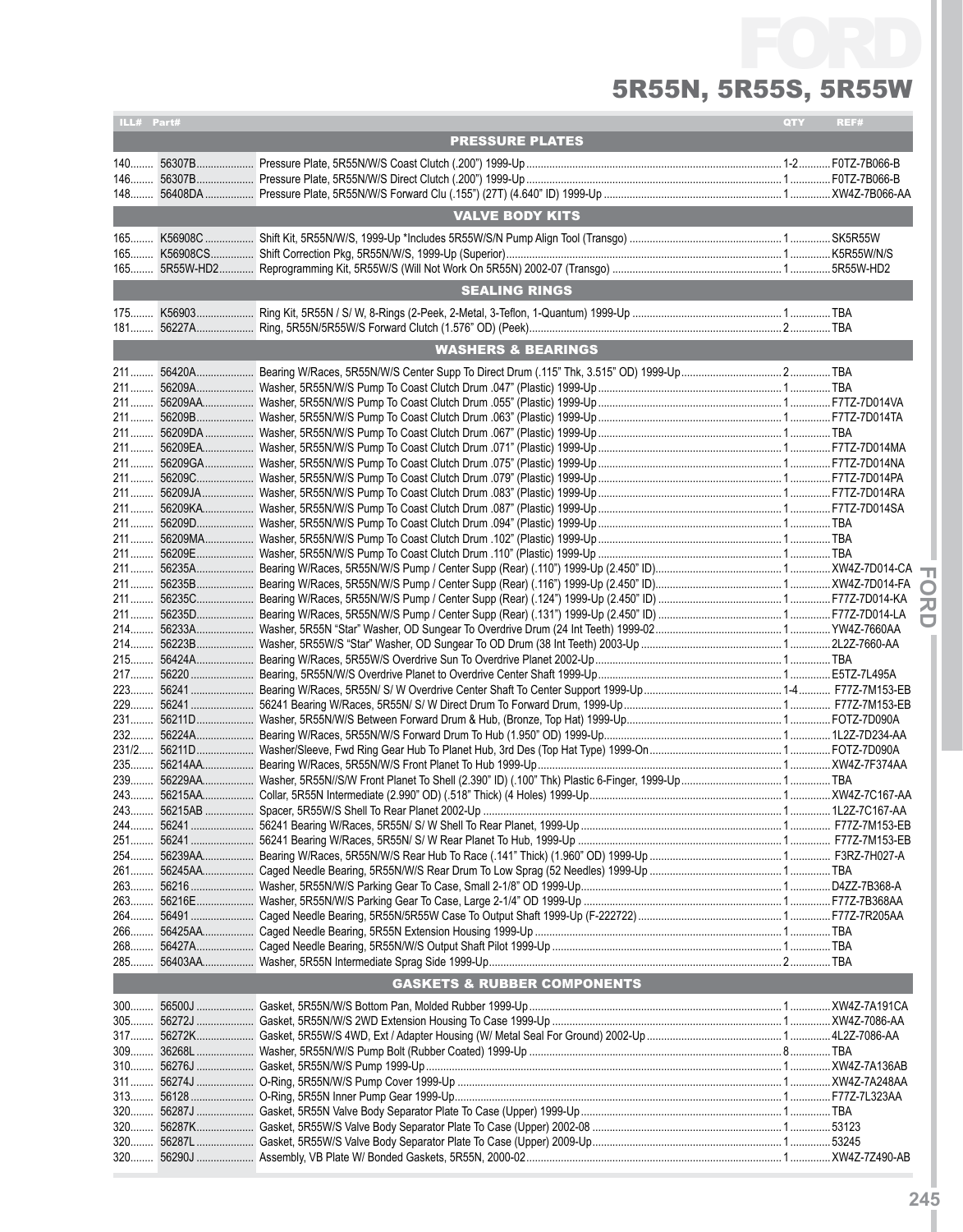# FORD

## 5R55N, 5R55S, 5R55W

| ILL# | Part# | | QTY | REF# |
|---|---|---|---|---|
| | | **PRESSURE PLATES** | | |
| 140 | 56307B | Pressure Plate, 5R55N/W/S Coast Clutch (.200") 1999-Up | 1-2 | F0TZ-7B066-B |
| 146 | 56307B | Pressure Plate, 5R55N/W/S Direct Clutch (.200") 1999-Up | 1 | F0TZ-7B066-B |
| 148 | 56408DA | Pressure Plate, 5R55N/W/S Forward Clu (.155") (27T) (4.640" ID) 1999-Up | 1 | XW4Z-7B066-AA |
| | | **VALVE BODY KITS** | | |
| 165 | K56908C | Shift Kit, 5R55N/W/S, 1999-Up *Includes 5R55W/S/N Pump Align Tool (Transgo) | 1 | SK5R55W |
| 165 | K56908CS | Shift Correction Pkg, 5R55N/W/S, 1999-Up (Superior) | 1 | K5R55W/N/S |
| 165 | 5R55W-HD2 | Reprogramming Kit, 5R55W/S (Will Not Work On 5R55N) 2002-07 (Transgo) | 1 | 5R55W-HD2 |
| | | **SEALING RINGS** | | |
| 175 | K56903 | Ring Kit, 5R55N / S/ W, 8-Rings (2-Peek, 2-Metal, 3-Teflon, 1-Quantum) 1999-Up | 1 | TBA |
| 181 | 56227A | Ring, 5R55N/5R55W/S Forward Clutch (1.576" OD) (Peek) | 2 | TBA |
| | | **WASHERS & BEARINGS** | | |
| 211 | 56420A | Bearing W/Races, 5R55N/W/S Center Supp To Direct Drum (.115" Thk, 3.515" OD) 1999-Up | 2 | TBA |
| 211 | 56209A | Washer, 5R55N/W/S Pump To Coast Clutch Drum .047" (Plastic) 1999-Up | 1 | TBA |
| 211 | 56209AA | Washer, 5R55N/W/S Pump To Coast Clutch Drum .055" (Plastic) 1999-Up | 1 | F7TZ-7D014VA |
| 211 | 56209B | Washer, 5R55N/W/S Pump To Coast Clutch Drum .063" (Plastic) 1999-Up | 1 | F7TZ-7D014TA |
| 211 | 56209DA | Washer, 5R55N/W/S Pump To Coast Clutch Drum .067" (Plastic) 1999-Up | 1 | TBA |
| 211 | 56209EA | Washer, 5R55N/W/S Pump To Coast Clutch Drum .071" (Plastic) 1999-Up | 1 | F7TZ-7D014MA |
| 211 | 56209GA | Washer, 5R55N/W/S Pump To Coast Clutch Drum .075" (Plastic) 1999-Up | 1 | F7TZ-7D014NA |
| 211 | 56209C | Washer, 5R55N/W/S Pump To Coast Clutch Drum .079" (Plastic) 1999-Up | 1 | F7TZ-7D014PA |
| 211 | 56209JA | Washer, 5R55N/W/S Pump To Coast Clutch Drum .083" (Plastic) 1999-Up | 1 | F7TZ-7D014RA |
| 211 | 56209KA | Washer, 5R55N/W/S Pump To Coast Clutch Drum .087" (Plastic) 1999-Up | 1 | F7TZ-7D014SA |
| 211 | 56209D | Washer, 5R55N/W/S Pump To Coast Clutch Drum .094" (Plastic) 1999-Up | 1 | TBA |
| 211 | 56209MA | Washer, 5R55N/W/S Pump To Coast Clutch Drum .102" (Plastic) 1999-Up | 1 | TBA |
| 211 | 56209E | Washer, 5R55N/W/S Pump To Coast Clutch Drum .110" (Plastic) 1999-Up | 1 | TBA |
| 211 | 56235A | Bearing W/Races, 5R55N/W/S Pump / Center Supp (Rear) (.110") 1999-Up (2.450" ID) | 1 | XW4Z-7D014-CA |
| 211 | 56235B | Bearing W/Races, 5R55N/W/S Pump / Center Supp (Rear) (.116") 1999-Up (2.450" ID) | 1 | XW4Z-7D014-FA |
| 211 | 56235C | Bearing W/Races, 5R55N/W/S Pump / Center Supp (Rear) (.124") 1999-Up (2.450" ID) | 1 | F77Z-7D014-KA |
| 211 | 56235D | Bearing W/Races, 5R55N/W/S Pump / Center Supp (Rear) (.131") 1999-Up (2.450" ID) | 1 | F77Z-7D014-LA |
| 214 | 56233A | Washer, 5R55N "Star" Washer, OD Sungear To Overdrive Drum (24 Int Teeth) 1999-02 | 1 | YW4Z-7660AA |
| 214 | 56223B | Washer, 5R55W/S "Star" Washer, OD Sungear To OD Drum (38 Int Teeth) 2003-Up | 1 | 2L2Z-7660-AA |
| 215 | 56424A | Bearing W/Races, 5R55W/S Overdrive Sun To Overdrive Planet 2002-Up | 1 | TBA |
| 217 | 56220 | Bearing, 5R55N/W/S Overdrive Planet to Overdrive Center Shaft 1999-Up | 1 | E5TZ-7L495A |
| 223 | 56241 | Bearing W/Races, 5R55N/ S/ W Overdrive Center Shaft To Center Support 1999-Up | 1-4 | F77Z-7M153-EB |
| 229 | 56241 | 56241 Bearing W/Races, 5R55N/ S/ W Direct Drum To Forward Drum, 1999-Up | 1 | F77Z-7M153-EB |
| 231 | 56211D | Washer, 5R55N/W/S Between Forward Drum & Hub (Bronze, Top Hat) 1999-Up | 1 | FOTZ-7D090A |
| 232 | 56224A | Bearing W/Races, 5R55N/W/S Forward Drum To Hub (1.950" OD) 1999-Up | 1 | 1L2Z-7D234-AA |
| 231/2 | 56211D | Washer/Sleeve, Fwd Ring Gear Hub To Planet Hub, 3rd Des (Top Hat Type) 1999-On | 1 | FOTZ-7D090A |
| 235 | 56214AA | Bearing W/Races, 5R55N/W/S Front Planet To Hub 1999-Up | 1 | XW4Z-7F374AA |
| 239 | 56229AA | Washer, 5R55N//S/W Front Planet To Shell (2.390" ID) (.100" Thk) Plastic 6-Finger, 1999-Up | 1 | TBA |
| 243 | 56215AA | Collar, 5R55N Intermediate (2.990" OD) (.518" Thick) (4 Holes) 1999-Up | 1 | XW4Z-7C167-AA |
| 243 | 56215AB | Spacer, 5R55W/S Shell To Rear Planet 2002-Up | 1 | 1L2Z-7C167-AA |
| 244 | 56241 | 56241 Bearing W/Races, 5R55N/ S/ W Shell To Rear Planet, 1999-Up | 1 | F77Z-7M153-EB |
| 251 | 56241 | 56241 Bearing W/Races, 5R55N/ S/ W Rear Planet To Hub, 1999-Up | 1 | F77Z-7M153-EB |
| 254 | 56239AA | Bearing W/Races, 5R55N/W/S Rear Hub To Race (.141" Thick) (1.960" OD) 1999-Up | 1 | F3RZ-7H027-A |
| 261 | 56245AA | Caged Needle Bearing, 5R55N/W/S Rear Drum To Low Sprag (52 Needles) 1999-Up | 1 | TBA |
| 263 | 56216 | Washer, 5R55N/W/S Parking Gear To Case, Small 2-1/8" OD 1999-Up | 1 | D4ZZ-7B368-A |
| 263 | 56216E | Washer, 5R55N/W/S Parking Gear To Case, Large 2-1/4" OD 1999-Up | 1 | F77Z-7B368AA |
| 264 | 56491 | Caged Needle Bearing, 5R55N/5R55W Case To Output Shaft 1999-Up (F-222722) | 1 | F77Z-7R205AA |
| 266 | 56425AA | Caged Needle Bearing, 5R55N Extension Housing 1999-Up | 1 | TBA |
| 268 | 56427A | Caged Needle Bearing, 5R55N/W/S Output Shaft Pilot 1999-Up | 1 | TBA |
| 285 | 56403AA | Washer, 5R55N Intermediate Sprag Side 1999-Up | 2 | TBA |
| | | **GASKETS & RUBBER COMPONENTS** | | |
| 300 | 56500J | Gasket, 5R55N/W/S Bottom Pan, Molded Rubber 1999-Up | 1 | XW4Z-7A191CA |
| 305 | 56272J | Gasket, 5R55N/W/S 2WD Extension Housing To Case 1999-Up | 1 | XW4Z-7086-AA |
| 317 | 56272K | Gasket, 5R55W/S 4WD, Ext / Adapter Housing (W/ Metal Seal For Ground) 2002-Up | 1 | 4L2Z-7086-AA |
| 309 | 36268L | Washer, 5R55N/W/S Pump Bolt (Rubber Coated) 1999-Up | 8 | TBA |
| 310 | 56276J | Gasket, 5R55N/W/S Pump 1999-Up | 1 | XW4Z-7A136AB |
| 311 | 56274J | O-Ring, 5R55N/W/S Pump Cover 1999-Up | 1 | XW4Z-7A248AA |
| 313 | 56128 | O-Ring, 5R55N Inner Pump Gear 1999-Up | 1 | F77Z-7L323AA |
| 320 | 56287J | Gasket, 5R55N Valve Body Separator Plate To Case (Upper) 1999-Up | 1 | TBA |
| 320 | 56287K | Gasket, 5R55W/S Valve Body Separator Plate To Case (Upper) 2002-08 | 1 | 53123 |
| 320 | 56287L | Gasket, 5R55W/S Valve Body Separator Plate To Case (Upper) 2009-Up | 1 | 53245 |
| 320 | 56290J | Assembly, VB Plate W/ Bonded Gaskets, 5R55N, 2000-02 | 1 | XW4Z-7Z490-AB |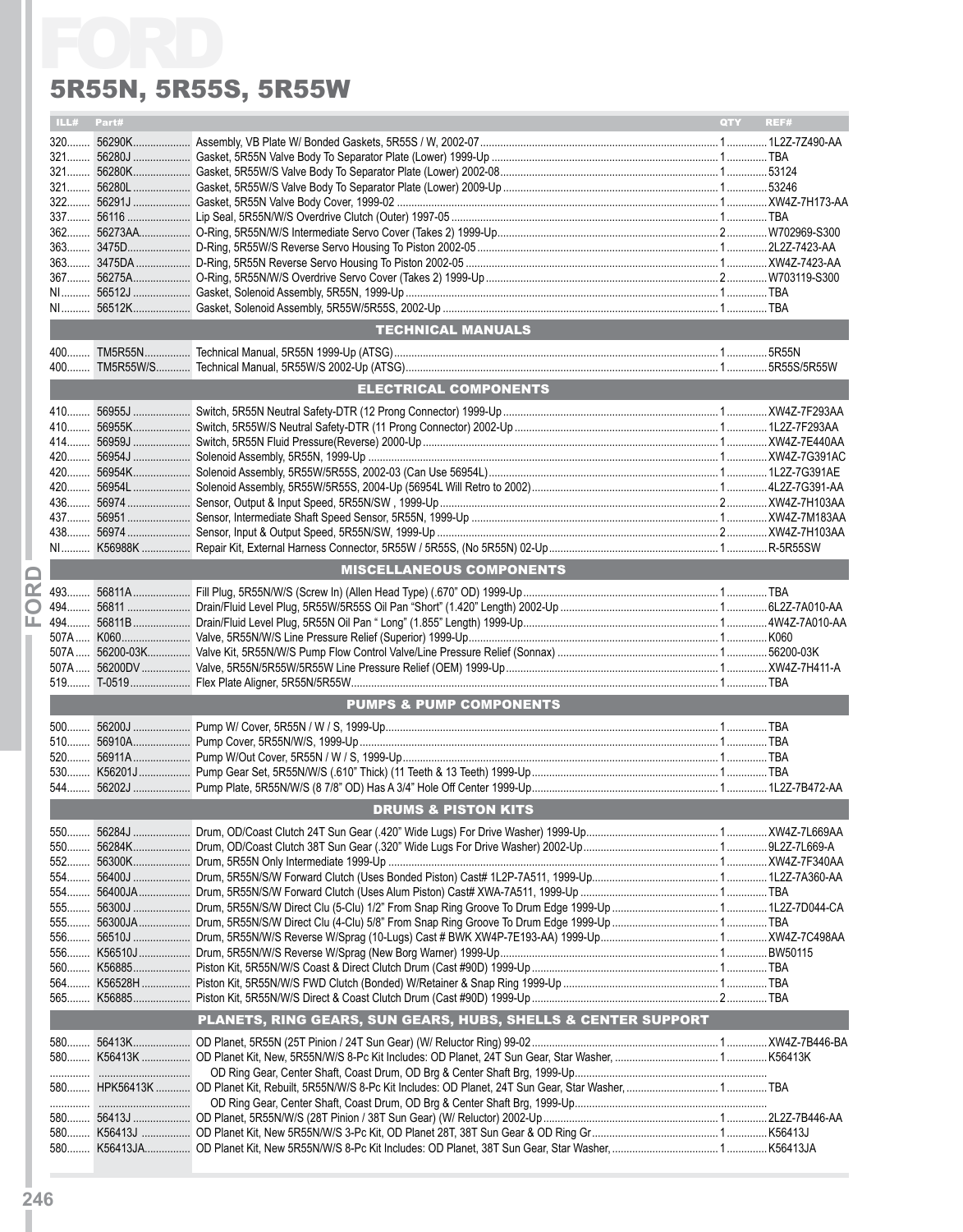# FORD

## 5R55N, 5R55S, 5R55W

| ILL# | Part# | | QTY | REF# |
|---|---|---|---|---|
| 320 | 56290K | Assembly, VB Plate W/ Bonded Gaskets, 5R55S / W, 2002-07 | 1 | 1L2Z-7Z490-AA |
| 321 | 56280J | Gasket, 5R55N Valve Body To Separator Plate (Lower) 1999-Up | 1 | TBA |
| 321 | 56280K | Gasket, 5R55W/S Valve Body To Separator Plate (Lower) 2002-08 | 1 | 53124 |
| 321 | 56280L | Gasket, 5R55W/S Valve Body To Separator Plate (Lower) 2009-Up | 1 | 53246 |
| 322 | 56291J | Gasket, 5R55N Valve Body Cover, 1999-02 | 1 | XW4Z-7H173-AA |
| 337 | 56116 | Lip Seal, 5R55N/W/S Overdrive Clutch (Outer) 1997-05 | 1 | TBA |
| 362 | 56273AA | O-Ring, 5R55N/W/S Intermediate Servo Cover (Takes 2) 1999-Up | 2 | W702969-S300 |
| 363 | 3475D | D-Ring, 5R55W/S Reverse Servo Housing To Piston 2002-05 | 1 | 2L2Z-7423-AA |
| 363 | 3475DA | D-Ring, 5R55N Reverse Servo Housing To Piston 2002-05 | 1 | XW4Z-7423-AA |
| 367 | 56275A | O-Ring, 5R55N/W/S Overdrive Servo Cover (Takes 2) 1999-Up | 2 | W703119-S300 |
| NI | 56512J | Gasket, Solenoid Assembly, 5R55N, 1999-Up | 1 | TBA |
| NI | 56512K | Gasket, Solenoid Assembly, 5R55W/5R55S, 2002-Up | 1 | TBA |
| | | **TECHNICAL MANUALS** | | |
| 400 | TM5R55N | Technical Manual, 5R55N 1999-Up (ATSG) | 1 | 5R55N |
| 400 | TM5R55W/S | Technical Manual, 5R55W/S 2002-Up (ATSG) | 1 | 5R55S/5R55W |
| | | **ELECTRICAL COMPONENTS** | | |
| 410 | 56955J | Switch, 5R55N Neutral Safety-DTR (12 Prong Connector) 1999-Up | 1 | XW4Z-7F293AA |
| 410 | 56955K | Switch, 5R55W/S Neutral Safety-DTR (11 Prong Connector) 2002-Up | 1 | 1L2Z-7F293AA |
| 414 | 56959J | Switch, 5R55N Fluid Pressure(Reverse) 2000-Up | 1 | XW4Z-7E440AA |
| 420 | 56954J | Solenoid Assembly, 5R55N, 1999-Up | 1 | XW4Z-7G391AC |
| 420 | 56954K | Solenoid Assembly, 5R55W/5R55S, 2002-03 (Can Use 56954L) | 1 | 1L2Z-7G391AE |
| 420 | 56954L | Solenoid Assembly, 5R55W/5R55S, 2004-Up (56954L Will Retro to 2002) | 1 | 4L2Z-7G391-AA |
| 436 | 56974 | Sensor, Output & Input Speed, 5R55N/SW , 1999-Up | 2 | XW4Z-7H103AA |
| 437 | 56951 | Sensor, Intermediate Shaft Speed Sensor, 5R55N, 1999-Up | 1 | XW4Z-7M183AA |
| 438 | 56974 | Sensor, Input & Output Speed, 5R55N/SW, 1999-Up | 2 | XW4Z-7H103AA |
| NI | K56988K | Repair Kit, External Harness Connector, 5R55W / 5R55S, (No 5R55N) 02-Up | 1 | R-5R55SW |
| | | **MISCELLANEOUS COMPONENTS** | | |
| 493 | 56811A | Fill Plug, 5R55N/W/S (Screw In) (Allen Head Type) (.670" OD) 1999-Up | 1 | TBA |
| 494 | 56811 | Drain/Fluid Level Plug, 5R55W/5R55S Oil Pan "Short" (1.420" Length) 2002-Up | 1 | 6L2Z-7A010-AA |
| 494 | 56811B | Drain/Fluid Level Plug, 5R55N Oil Pan " Long" (1.855" Length) 1999-Up | 1 | 4W4Z-7A010-AA |
| 507A | K060 | Valve, 5R55N/W/S Line Pressure Relief (Superior) 1999-Up | 1 | K060 |
| 507A | 56200-03K | Valve Kit, 5R55N/W/S Pump Flow Control Valve/Line Pressure Relief (Sonnax) | 1 | 56200-03K |
| 507A | 56200DV | Valve, 5R55N/5R55W/5R55W Line Pressure Relief (OEM) 1999-Up | 1 | XW4Z-7H411-A |
| 519 | T-0519 | Flex Plate Aligner, 5R55N/5R55W | 1 | TBA |
| | | **PUMPS & PUMP COMPONENTS** | | |
| 500 | 56200J | Pump W/ Cover, 5R55N / W / S, 1999-Up | 1 | TBA |
| 510 | 56910A | Pump Cover, 5R55N/W/S, 1999-Up | 1 | TBA |
| 520 | 56911A | Pump W/Out Cover, 5R55N / W / S, 1999-Up | 1 | TBA |
| 530 | K56201J | Pump Gear Set, 5R55N/W/S (.610" Thick) (11 Teeth & 13 Teeth) 1999-Up | 1 | TBA |
| 544 | 56202J | Pump Plate, 5R55N/W/S (8 7/8" OD) Has A 3/4" Hole Off Center 1999-Up | 1 | 1L2Z-7B472-AA |
| | | **DRUMS & PISTON KITS** | | |
| 550 | 56284J | Drum, OD/Coast Clutch 24T Sun Gear (.420" Wide Lugs For Drive Washer) 1999-Up | 1 | XW4Z-7L669AA |
| 550 | 56284K | Drum, OD/Coast Clutch 38T Sun Gear (.320" Wide Lugs For Drive Washer) 2002-Up | 1 | 9L2Z-7L669-A |
| 552 | 56300K | Drum, 5R55N Only Intermediate 1999-Up | 1 | XW4Z-7F340AA |
| 554 | 56400J | Drum, 5R55N/S/W Forward Clutch (Uses Bonded Piston) Cast# 1L2P-7A511, 1999-Up | 1 | 1L2Z-7A360-AA |
| 554 | 56400JA | Drum, 5R55N/S/W Forward Clutch (Uses Alum Piston) Cast# XWA-7A511, 1999-Up | 1 | TBA |
| 555 | 56300J | Drum, 5R55N/S/W Direct Clu (5-Clu) 1/2" From Snap Ring Groove To Drum Edge 1999-Up | 1 | 1L2Z-7D044-CA |
| 555 | 56300JA | Drum, 5R55N/S/W Direct Clu (4-Clu) 5/8" From Snap Ring Groove To Drum Edge 1999-Up | 1 | TBA |
| 556 | 56510J | Drum, 5R55N/W/S Reverse W/Sprag (10-Lugs) Cast # BWK XW4P-7E193-AA) 1999-Up | 1 | XW4Z-7C498AA |
| 556 | K56510J | Drum, 5R55N/W/S Reverse W/Sprag (New Borg Warner) 1999-Up | 1 | BW50115 |
| 560 | K56885 | Piston Kit, 5R55N/W/S Coast & Direct Clutch Drum (Cast #90D) 1999-Up | 1 | TBA |
| 564 | K56528H | Piston Kit, 5R55N/W/S FWD Clutch (Bonded) W/Retainer & Snap Ring 1999-Up | 1 | TBA |
| 565 | K56885 | Piston Kit, 5R55N/W/S Direct & Coast Clutch Drum (Cast #90D) 1999-Up | 2 | TBA |
| | | **PLANETS, RING GEARS, SUN GEARS, HUBS, SHELLS & CENTER SUPPORT** | | |
| 580 | 56413K | OD Planet, 5R55N (25T Pinion / 24T Sun Gear) (W/ Reluctor Ring) 99-02 | 1 | XW4Z-7B446-BA |
| 580 | K56413K | OD Planet Kit, New, 5R55N/W/S 8-Pc Kit Includes: OD Planet, 24T Sun Gear, Star Washer, OD Ring Gear, Center Shaft, Coast Drum, OD Brg & Center Shaft Brg, 1999-Up | 1 | K56413K |
| 580 | HPK56413K | OD Planet Kit, Rebuilt, 5R55N/W/S 8-Pc Kit Includes: OD Planet, 24T Sun Gear, Star Washer, OD Ring Gear, Center Shaft, Coast Drum, OD Brg & Center Shaft Brg, 1999-Up | 1 | TBA |
| 580 | 56413J | OD Planet, 5R55N/W/S (28T Pinion / 38T Sun Gear) (W/ Reluctor) 2002-Up | 1 | 2L2Z-7B446-AA |
| 580 | K56413J | OD Planet Kit, New 5R55N/W/S 3-Pc Kit, OD Planet 28T, 38T Sun Gear & OD Ring Gr | 1 | K56413J |
| 580 | K56413JA | OD Planet Kit, New 5R55N/W/S 8-Pc Kit Includes: OD Planet, 38T Sun Gear, Star Washer, | 1 | K56413JA |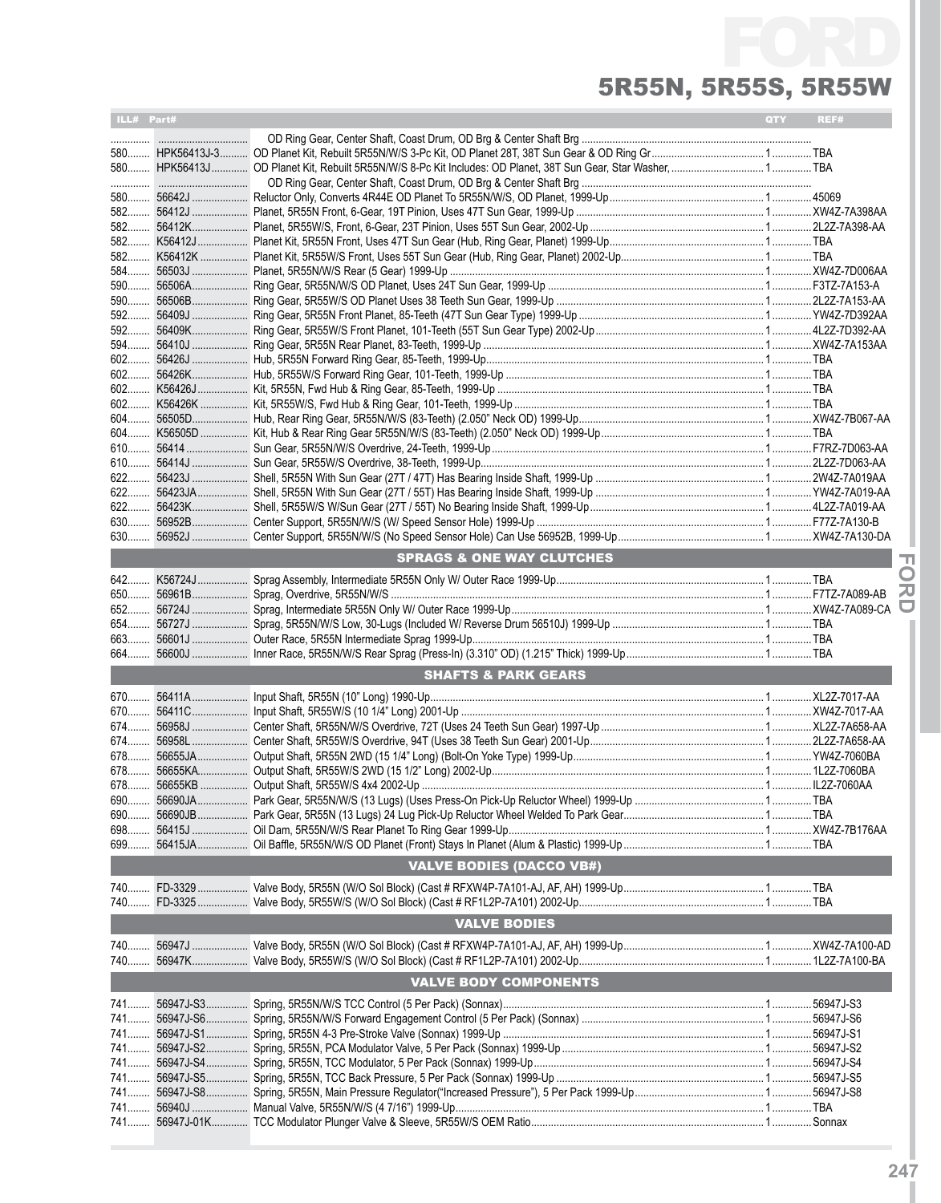# FORD

## 5R55N, 5R55S, 5R55W

| ILL# | Part# | | QTY | REF# |
|---|---|---|---|---|
| | | OD Ring Gear, Center Shaft, Coast Drum, OD Brg & Center Shaft Brg | | |
| 580 | HPK56413J-3 | OD Planet Kit, Rebuilt 5R55N/W/S 3-Pc Kit, OD Planet 28T, 38T Sun Gear & OD Ring Gr | 1 | TBA |
| 580 | HPK56413J | OD Planet Kit, Rebuilt 5R55N/W/S 8-Pc Kit Includes: OD Planet, 38T Sun Gear, Star Washer, | 1 | TBA |
| | | OD Ring Gear, Center Shaft, Coast Drum, OD Brg & Center Shaft Brg | | |
| 580 | 56642J | Reluctor Only, Converts 4R44E OD Planet To 5R55N/W/S, OD Planet, 1999-Up | 1 | 45069 |
| 582 | 56412J | Planet, 5R55N Front, 6-Gear, 19T Pinion, Uses 47T Sun Gear, 1999-Up | 1 | XW4Z-7A398AA |
| 582 | 56412K | Planet, 5R55W/S, Front, 6-Gear, 23T Pinion, Uses 55T Sun Gear, 2002-Up | 1 | 2L2Z-7A398-AA |
| 582 | K56412J | Planet Kit, 5R55N Front, Uses 47T Sun Gear (Hub, Ring Gear, Planet) 1999-Up | 1 | TBA |
| 582 | K56412K | Planet Kit, 5R55W/S Front, Uses 55T Sun Gear (Hub, Ring Gear, Planet) 2002-Up | 1 | TBA |
| 584 | 56503J | Planet, 5R55N/W/S Rear (5 Gear) 1999-Up | 1 | XW4Z-7D006AA |
| 590 | 56506A | Ring Gear, 5R55N/W/S OD Planet, Uses 24T Sun Gear, 1999-Up | 1 | F3TZ-7A153-A |
| 590 | 56506B | Ring Gear, 5R55W/S OD Planet Uses 38 Teeth Sun Gear, 1999-Up | 1 | 2L2Z-7A153-AA |
| 592 | 56409J | Ring Gear, 5R55N Front Planet, 85-Teeth (47T Sun Gear Type) 1999-Up | 1 | YW4Z-7D392AA |
| 592 | 56409K | Ring Gear, 5R55W/S Front Planet, 101-Teeth (55T Sun Gear Type) 2002-Up | 1 | 4L2Z-7D392-AA |
| 594 | 56410J | Ring Gear, 5R55N Rear Planet, 83-Teeth, 1999-Up | 1 | XW4Z-7A153AA |
| 602 | 56426J | Hub, 5R55N Forward Ring Gear, 85-Teeth, 1999-Up | 1 | TBA |
| 602 | 56426K | Hub, 5R55W/S Forward Ring Gear, 101-Teeth, 1999-Up | 1 | TBA |
| 602 | K56426J | Kit, 5R55N, Fwd Hub & Ring Gear, 85-Teeth, 1999-Up | 1 | TBA |
| 602 | K56426K | Kit, 5R55W/S, Fwd Hub & Ring Gear, 101-Teeth, 1999-Up | 1 | TBA |
| 604 | 56505D | Hub, Rear Ring Gear, 5R55N/W/S (83-Teeth) (2.050" Neck OD) 1999-Up | 1 | XW4Z-7B067-AA |
| 604 | K56505D | Kit, Hub & Rear Ring Gear 5R55N/W/S (83-Teeth) (2.050" Neck OD) 1999-Up | 1 | TBA |
| 610 | 56414 | Sun Gear, 5R55N/W/S Overdrive, 24-Teeth, 1999-Up | 1 | F7RZ-7D063-AA |
| 610 | 56414J | Sun Gear, 5R55W/S Overdrive, 38-Teeth, 1999-Up | 1 | 2L2Z-7D063-AA |
| 622 | 56423J | Shell, 5R55N With Sun Gear (27T / 47T) Has Bearing Inside Shaft, 1999-Up | 1 | 2W4Z-7A019AA |
| 622 | 56423JA | Shell, 5R55N With Sun Gear (27T / 55T) Has Bearing Inside Shaft, 1999-Up | 1 | YW4Z-7A019-AA |
| 622 | 56423K | Shell, 5R55W/S W/Sun Gear (27T / 55T) No Bearing Inside Shaft, 1999-Up | 1 | 4L2Z-7A019-AA |
| 630 | 56952B | Center Support, 5R55N/W/S (W/ Speed Sensor Hole) 1999-Up | 1 | F77Z-7A130-B |
| 630 | 56952J | Center Support, 5R55N/W/S (No Speed Sensor Hole) Can Use 56952B, 1999-Up | 1 | XW4Z-7A130-DA |

### SPRAGS & ONE WAY CLUTCHES

| ILL# | Part# | | QTY | REF# |
|---|---|---|---|---|
| 642 | K56724J | Sprag Assembly, Intermediate 5R55N Only W/ Outer Race 1999-Up | 1 | TBA |
| 650 | 56961B | Sprag, Overdrive, 5R55N/W/S | 1 | F7TZ-7A089-AB |
| 652 | 56724J | Sprag, Intermediate 5R55N Only W/ Outer Race 1999-Up | 1 | XW4Z-7A089-CA |
| 654 | 56727J | Sprag, 5R55N/W/S Low, 30-Lugs (Included W/ Reverse Drum 56510J) 1999-Up | 1 | TBA |
| 663 | 56601J | Outer Race, 5R55N Intermediate Sprag 1999-Up | 1 | TBA |
| 664 | 56600J | Inner Race, 5R55N/W/S Rear Sprag (Press-In) (3.310" OD) (1.215" Thick) 1999-Up | 1 | TBA |

### SHAFTS & PARK GEARS

| ILL# | Part# | | QTY | REF# |
|---|---|---|---|---|
| 670 | 56411A | Input Shaft, 5R55N (10" Long) 1990-Up | 1 | XL2Z-7017-AA |
| 670 | 56411C | Input Shaft, 5R55W/S (10 1/4" Long) 2001-Up | 1 | XW4Z-7017-AA |
| 674 | 56958J | Center Shaft, 5R55N/W/S Overdrive, 72T (Uses 24 Teeth Sun Gear) 1997-Up | 1 | XL2Z-7A658-AA |
| 674 | 56958L | Center Shaft, 5R55W/S Overdrive, 94T (Uses 38 Teeth Sun Gear) 2001-Up | 1 | 2L2Z-7A658-AA |
| 678 | 56655JA | Output Shaft, 5R55N 2WD (15 1/4" Long) (Bolt-On Yoke Type) 1999-Up | 1 | YW4Z-7060BA |
| 678 | 56655KA | Output Shaft, 5R55W/S 2WD (15 1/2" Long) 2002-Up | 1 | 1L2Z-7060BA |
| 678 | 56655KB | Output Shaft, 5R55W/S 4x4 2002-Up | 1 | IL2Z-7060AA |
| 690 | 56690JA | Park Gear, 5R55N/W/S (13 Lugs) (Uses Press-On Pick-Up Reluctor Wheel) 1999-Up | 1 | TBA |
| 690 | 56690JB | Park Gear, 5R55N (13 Lugs) 24 Lug Pick-Up Reluctor Wheel Welded To Park Gear | 1 | TBA |
| 698 | 56415J | Oil Dam, 5R55N/W/S Rear Planet To Ring Gear 1999-Up | 1 | XW4Z-7B176AA |
| 699 | 56415JA | Oil Baffle, 5R55N/W/S OD Planet (Front) Stays In Planet (Alum & Plastic) 1999-Up | 1 | TBA |

### VALVE BODIES (DACCO VB#)

| ILL# | Part# | | QTY | REF# |
|---|---|---|---|---|
| 740 | FD-3329 | Valve Body, 5R55N (W/O Sol Block) (Cast # RFXW4P-7A101-AJ, AF, AH) 1999-Up | 1 | TBA |
| 740 | FD-3325 | Valve Body, 5R55W/S (W/O Sol Block) (Cast # RF1L2P-7A101) 2002-Up | 1 | TBA |

### VALVE BODIES

| ILL# | Part# | | QTY | REF# |
|---|---|---|---|---|
| 740 | 56947J | Valve Body, 5R55N (W/O Sol Block) (Cast # RFXW4P-7A101-AJ, AF, AH) 1999-Up | 1 | XW4Z-7A100-AD |
| 740 | 56947K | Valve Body, 5R55W/S (W/O Sol Block) (Cast # RF1L2P-7A101) 2002-Up | 1 | 1L2Z-7A100-BA |

### VALVE BODY COMPONENTS

| ILL# | Part# | | QTY | REF# |
|---|---|---|---|---|
| 741 | 56947J-S3 | Spring, 5R55N/W/S TCC Control (5 Per Pack) (Sonnax) | 1 | 56947J-S3 |
| 741 | 56947J-S6 | Spring, 5R55N/W/S Forward Engagement Control (5 Per Pack) (Sonnax) | 1 | 56947J-S6 |
| 741 | 56947J-S1 | Spring, 5R55N 4-3 Pre-Stroke Valve (Sonnax) 1999-Up | 1 | 56947J-S1 |
| 741 | 56947J-S2 | Spring, 5R55N, PCA Modulator Valve, 5 Per Pack (Sonnax) 1999-Up | 1 | 56947J-S2 |
| 741 | 56947J-S4 | Spring, 5R55N, TCC Modulator, 5 Per Pack (Sonnax) 1999-Up | 1 | 56947J-S4 |
| 741 | 56947J-S5 | Spring, 5R55N, TCC Back Pressure, 5 Per Pack (Sonnax) 1999-Up | 1 | 56947J-S5 |
| 741 | 56947J-S8 | Spring, 5R55N, Main Pressure Regulator("Increased Pressure"), 5 Per Pack 1999-Up | 1 | 56947J-S8 |
| 741 | 56940J | Manual Valve, 5R55N/W/S (4 7/16") 1999-Up | 1 | TBA |
| 741 | 56947J-01K | TCC Modulator Plunger Valve & Sleeve, 5R55W/S OEM Ratio | 1 | Sonnax |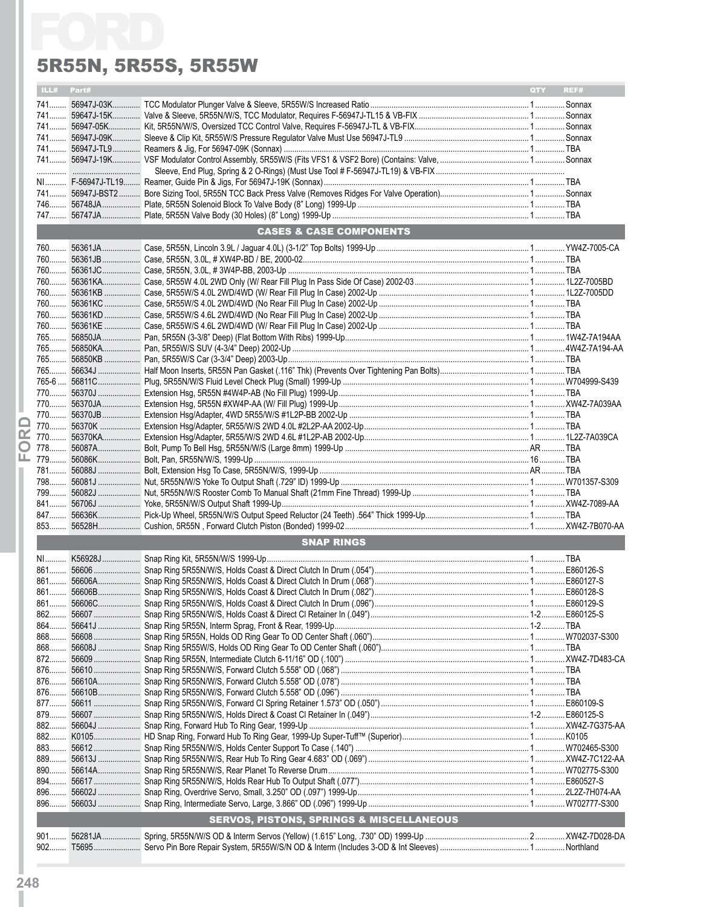# FORD

## 5R55N, 5R55S, 5R55W

| ILL# | Part# | | QTY | REF# |
|---|---|---|---|---|
| 741 | 56947J-03K | TCC Modulator Plunger Valve & Sleeve, 5R55W/S Increased Ratio | 1 | Sonnax |
| 741 | 59647J-15K | Valve & Sleeve, 5R55N/W/S, TCC Modulator, Requires F-56947J-TL15 & VB-FIX | 1 | Sonnax |
| 741 | 56947-05K | Kit, 5R55N/W/S, Oversized TCC Control Valve, Requires F-56947J-TL & VB-FIX | 1 | Sonnax |
| 741 | 56947J-09K | Sleeve & Clip Kit, 5R55W/S Pressure Regulator Valve Must Use 56947J-TL9 | 1 | Sonnax |
| 741 | 56947J-TL9 | Reamers & Jig, For 56947-09K (Sonnax) | 1 | TBA |
| 741 | 56947J-19K | VSF Modulator Control Assembly, 5R55W/S (Fits VFS1 & VSF2 Bore) (Contains: Valve, | 1 | Sonnax |
| | | Sleeve, End Plug, Spring & 2 O-Rings) (Must Use Tool # F-56947J-TL19) & VB-FIX | | |
| NI | F-56947J-TL19 | Reamer, Guide Pin & Jigs, For 56947J-19K (Sonnax) | 1 | TBA |
| 741 | 56947J-BST2 | Bore Sizing Tool, 5R55N TCC Back Press Valve (Removes Ridges For Valve Operation) | 1 | Sonnax |
| 746 | 56748JA | Plate, 5R55N Solenoid Block To Valve Body (8" Long) 1999-Up | 1 | TBA |
| 747 | 56747JA | Plate, 5R55N Valve Body (30 Holes) (8" Long) 1999-Up | 1 | TBA |
| | | **CASES & CASE COMPONENTS** | | |
| 760 | 56361JA | Case, 5R55N, Lincoln 3.9L / Jaguar 4.0L) (3-1/2" Top Bolts) 1999-Up | 1 | YW4Z-7005-CA |
| 760 | 56361JB | Case, 5R55N, 3.0L, # XW4P-BD / BE, 2000-02 | 1 | TBA |
| 760 | 56361JC | Case, 5R55N, 3.0L, # 3W4P-BB, 2003-Up | 1 | TBA |
| 760 | 56361KA | Case, 5R55W 4.0L 2WD Only (W/ Rear Fill Plug In Pass Side Of Case) 2002-03 | 1 | 1L2Z-7005BD |
| 760 | 56361KB | Case, 5R55W/S 4.0L 2WD/4WD (W/ Rear Fill Plug In Case) 2002-Up | 1 | 1L2Z-7005DD |
| 760 | 56361KC | Case, 5R55W/S 4.0L 2WD/4WD (No Rear Fill Plug In Case) 2002-Up | 1 | TBA |
| 760 | 56361KD | Case, 5R55W/S 4.6L 2WD/4WD (No Rear Fill Plug In Case) 2002-Up | 1 | TBA |
| 760 | 56361KE | Case, 5R55W/S 4.6L 2WD/4WD (W/ Rear Fill Plug In Case) 2002-Up | 1 | TBA |
| 765 | 56850JA | Pan, 5R55N (3-3/8" Deep) (Flat Bottom With Ribs) 1999-Up | 1 | 1W4Z-7A194AA |
| 765 | 56850KA | Pan, 5R55W/S SUV (4-3/4" Deep) 2002-Up | 1 | 4W4Z-7A194-AA |
| 765 | 56850KB | Pan, 5R55W/S Car (3-3/4" Deep) 2003-Up | 1 | TBA |
| 765 | 56634J | Half Moon Inserts, 5R55N Pan Gasket (.116" Thk) (Prevents Over Tightening Pan Bolts) | 1 | TBA |
| 765-6 | 56811C | Plug, 5R55N/W/S Fluid Level Check Plug (Small) 1999-Up | 1 | W704999-S439 |
| 770 | 56370J | Extension Hsg, 5R55N #4W4P-AB (No Fill Plug) 1999-Up | 1 | TBA |
| 770 | 56370JA | Extension Hsg, 5R55N #XW4P-AA (W/ Fill Plug) 1999-Up | 1 | XW4Z-7A039AA |
| 770 | 56370JB | Extension Hsg/Adapter, 4WD 5R55/W/S #1L2P-BB 2002-Up | 1 | TBA |
| 770 | 56370K | Extension Hsg/Adapter, 5R55/W/S 2WD 4.0L #2L2P-AA 2002-Up | 1 | TBA |
| 770 | 56370KA | Extension Hsg/Adapter, 5R55/W/S 2WD 4.6L #1L2P-AB 2002-Up | 1 | 1L2Z-7A039CA |
| 778 | 56087A | Bolt, Pump To Bell Hsg, 5R55N/W/S (Large 8mm) 1999-Up | AR | TBA |
| 779 | 56086K | Bolt, Pan, 5R55N/W/S, 1999-Up | 16 | TBA |
| 781 | 56088J | Bolt, Extension Hsg To Case, 5R55N/W/S, 1999-Up | AR | TBA |
| 798 | 56081J | Nut, 5R55N/W/S Yoke To Output Shaft (.729" ID) 1999-Up | 1 | W701357-S309 |
| 799 | 56082J | Nut, 5R55N/W/S Rooster Comb To Manual Shaft (21mm Fine Thread) 1999-Up | 1 | TBA |
| 841 | 56706J | Yoke, 5R55N/W/S Output Shaft 1999-Up | 1 | XW4Z-7089-AA |
| 847 | 56636K | Pick-Up Wheel, 5R55N/W/S Output Speed Reluctor (24 Teeth) .564" Thick 1999-Up | 1 | TBA |
| 853 | 56528H | Cushion, 5R55N , Forward Clutch Piston (Bonded) 1999-02 | 1 | XW4Z-7B070-AA |
| | | **SNAP RINGS** | | |
| NI | K56928J | Snap Ring Kit, 5R55N/W/S 1999-Up | 1 | TBA |
| 861 | 56606 | Snap Ring 5R55N/W/S, Holds Coast & Direct Clutch In Drum (.054") | 1 | E860126-S |
| 861 | 56606A | Snap Ring 5R55N/W/S, Holds Coast & Direct Clutch In Drum (.068") | 1 | E860127-S |
| 861 | 56606B | Snap Ring 5R55N/W/S, Holds Coast & Direct Clutch In Drum (.082") | 1 | E860128-S |
| 861 | 56606C | Snap Ring 5R55N/W/S, Holds Coast & Direct Clutch In Drum (.096") | 1 | E860129-S |
| 862 | 56607 | Snap Ring 5R55N/W/S, Holds Coast & Direct Cl Retainer In (.049") | 1-2 | E860125-S |
| 864 | 56641J | Snap Ring 5R55N, Interm Sprag, Front & Rear, 1999-Up | 1-2 | TBA |
| 868 | 56608 | Snap Ring 5R55N, Holds OD Ring Gear To OD Center Shaft (.060") | 1 | W702037-S300 |
| 868 | 56608J | Snap Ring 5R55W/S, Holds OD Ring Gear To OD Center Shaft (.060") | 1 | TBA |
| 872 | 56609 | Snap Ring 5R55N, Intermediate Clutch 6-11/16" OD (.100") | 1 | XW4Z-7D483-CA |
| 876 | 56610 | Snap Ring 5R55N/W/S, Forward Clutch 5.558" OD (.068") | 1 | TBA |
| 876 | 56610A | Snap Ring 5R55N/W/S, Forward Clutch 5.558" OD (.078") | 1 | TBA |
| 876 | 56610B | Snap Ring 5R55N/W/S, Forward Clutch 5.558" OD (.096") | 1 | TBA |
| 877 | 56611 | Snap Ring 5R55N/W/S, Forward Cl Spring Retainer 1.573" OD (.050") | 1 | E860109-S |
| 879 | 56607 | Snap Ring 5R55N/W/S, Holds Direct & Coast Cl Retainer In (.049") | 1-2 | E860125-S |
| 882 | 56604J | Snap Ring, Forward Hub To Ring Gear, 1999-Up | 1 | XW4Z-7G375-AA |
| 882 | K0105 | HD Snap Ring, Forward Hub To Ring Gear, 1999-Up Super-Tuff™ (Superior) | 1 | K0105 |
| 883 | 56612 | Snap Ring 5R55N/W/S, Holds Center Support To Case (.140") | 1 | W702465-S300 |
| 889 | 56613J | Snap Ring 5R55N/W/S, Rear Hub To Ring Gear 4.683" OD (.069") | 1 | XW4Z-7C122-AA |
| 890 | 56614A | Snap Ring 5R55N/W/S, Rear Planet To Reverse Drum | 1 | W702775-S300 |
| 894 | 56617 | Snap Ring 5R55N/W/S, Holds Rear Hub To Output Shaft (.077") | 1 | E860527-S |
| 896 | 56602J | Snap Ring, Overdrive Servo, Small, 3.250" OD (.097") 1999-Up | 1 | 2L2Z-7H074-AA |
| 896 | 56603J | Snap Ring, Intermediate Servo, Large, 3.866" OD (.096") 1999-Up | 1 | W702777-S300 |
| | | **SERVOS, PISTONS, SPRINGS & MISCELLANEOUS** | | |
| 901 | 56281JA | Spring, 5R55N/W/S OD & Interm Servos (Yellow) (1.615" Long, .730" OD) 1999-Up | 2 | XW4Z-7D028-DA |
| 902 | T5695 | Servo Pin Bore Repair System, 5R55W/S/N OD & Interm (Includes 3-OD & Int Sleeves) | 1 | Northland |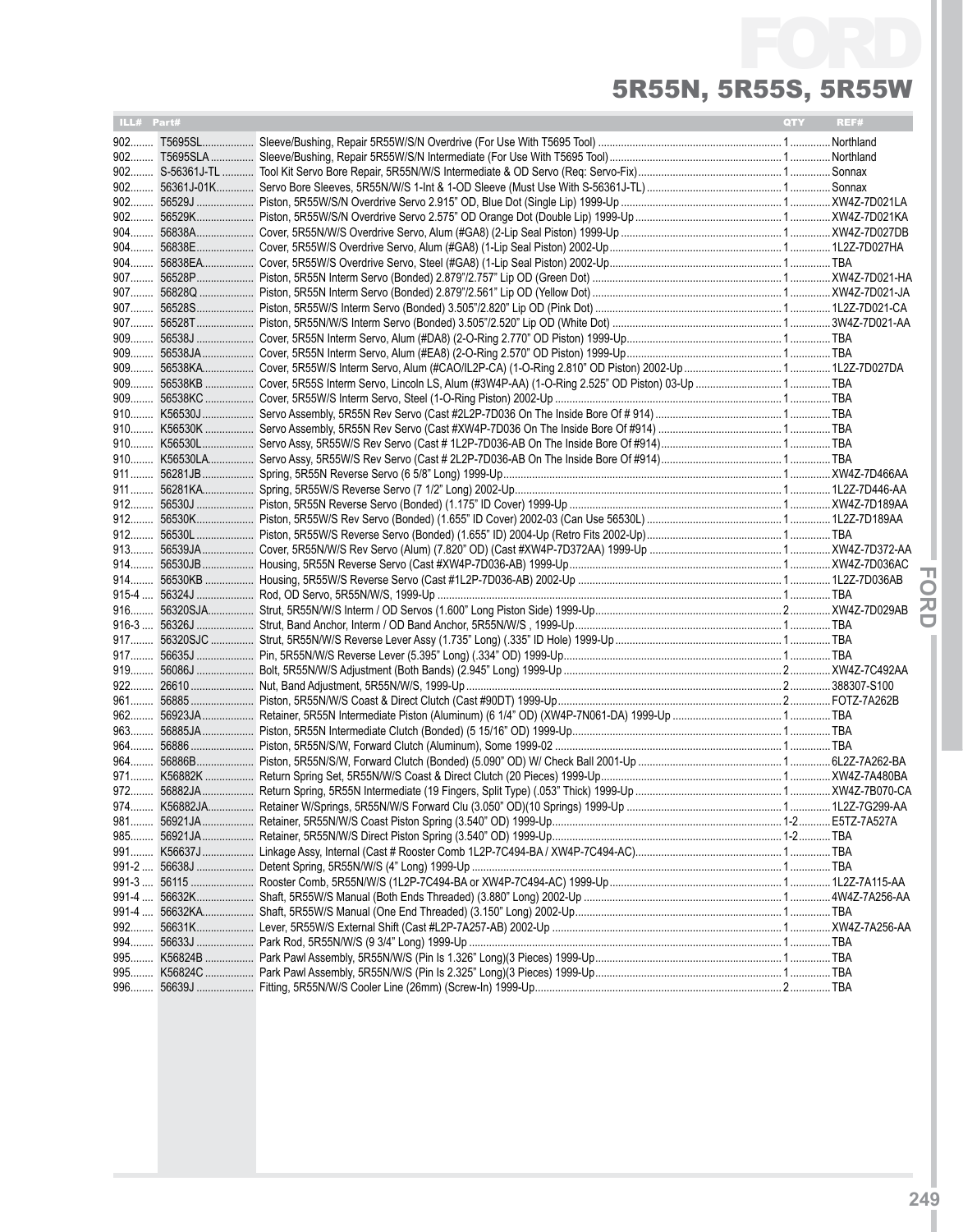# FORD

## 5R55N, 5R55S, 5R55W

| ILL# | Part# | | QTY | REF# |
|---|---|---|---|---|
| 902 | T5695SL | Sleeve/Bushing, Repair 5R55W/S/N Overdrive (For Use With T5695 Tool) | 1 | Northland |
| 902 | T5695SLA | Sleeve/Bushing, Repair 5R55W/S/N Intermediate (For Use With T5695 Tool) | 1 | Northland |
| 902 | S-56361J-TL | Tool Kit Servo Bore Repair, 5R55N/W/S Intermediate & OD Servo (Req: Servo-Fix) | 1 | Sonnax |
| 902 | 56361J-01K | Servo Bore Sleeves, 5R55N/W/S 1-Int & 1-OD Sleeve (Must Use With S-56361J-TL) | 1 | Sonnax |
| 902 | 56529J | Piston, 5R55W/S/N Overdrive Servo 2.915" OD, Blue Dot (Single Lip) 1999-Up | 1 | XW4Z-7D021LA |
| 902 | 56529K | Piston, 5R55W/S/N Overdrive Servo 2.575" OD Orange Dot (Double Lip) 1999-Up | 1 | XW4Z-7D021KA |
| 904 | 56838A | Cover, 5R55N/W/S Overdrive Servo, Alum (#GA8) (2-Lip Seal Piston) 1999-Up | 1 | XW4Z-7D027DB |
| 904 | 56838E | Cover, 5R55W/S Overdrive Servo, Alum (#GA8) (1-Lip Seal Piston) 2002-Up | 1 | 1L2Z-7D027HA |
| 904 | 56838EA | Cover, 5R55W/S Overdrive Servo, Steel (#GA8) (1-Lip Seal Piston) 2002-Up | 1 | TBA |
| 907 | 56528P | Piston, 5R55N Interm Servo (Bonded) 2.879"/2.757" Lip OD (Green Dot) | 1 | XW4Z-7D021-HA |
| 907 | 56828Q | Piston, 5R55N Interm Servo (Bonded) 2.879"/2.561" Lip OD (Yellow Dot) | 1 | XW4Z-7D021-JA |
| 907 | 56528S | Piston, 5R55W/S Interm Servo (Bonded) 3.505"/2.820" Lip OD (Pink Dot) | 1 | 1L2Z-7D021-CA |
| 907 | 56528T | Piston, 5R55N/W/S Interm Servo (Bonded) 3.505"/2.520" Lip OD (White Dot) | 1 | 3W4Z-7D021-AA |
| 909 | 56538J | Cover, 5R55N Interm Servo, Alum (#DA8) (2-O-Ring 2.770" OD Piston) 1999-Up | 1 | TBA |
| 909 | 56538JA | Cover, 5R55N Interm Servo, Alum (#EA8) (2-O-Ring 2.570" OD Piston) 1999-Up | 1 | TBA |
| 909 | 56538KA | Cover, 5R55W/S Interm Servo, Alum (#CAO/IL2P-CA) (1-O-Ring 2.810" OD Piston) 2002-Up | 1 | 1L2Z-7D027DA |
| 909 | 56538KB | Cover, 5R55S Interm Servo, Lincoln LS, Alum (#3W4P-AA) (1-O-Ring 2.525" OD Piston) 03-Up | 1 | TBA |
| 909 | 56538KC | Cover, 5R55W/S Interm Servo, Steel (1-O-Ring Piston) 2002-Up | 1 | TBA |
| 910 | K56530J | Servo Assembly, 5R55N Rev Servo (Cast #2L2P-7D036 On The Inside Bore Of # 914) | 1 | TBA |
| 910 | K56530K | Servo Assembly, 5R55N Rev Servo (Cast #XW4P-7D036 On The Inside Bore Of #914) | 1 | TBA |
| 910 | K56530L | Servo Assy, 5R55W/S Rev Servo (Cast # 1L2P-7D036-AB On The Inside Bore Of #914) | 1 | TBA |
| 910 | K56530LA | Servo Assy, 5R55W/S Rev Servo (Cast # 2L2P-7D036-AB On The Inside Bore Of #914) | 1 | TBA |
| 911 | 56281JB | Spring, 5R55N Reverse Servo (6 5/8" Long) 1999-Up | 1 | XW4Z-7D466AA |
| 911 | 56281KA | Spring, 5R55W/S Reverse Servo (7 1/2" Long) 2002-Up | 1 | 1L2Z-7D446-AA |
| 912 | 56530J | Piston, 5R55N Reverse Servo (Bonded) (1.175" ID Cover) 1999-Up | 1 | XW4Z-7D189AA |
| 912 | 56530K | Piston, 5R55W/S Rev Servo (Bonded) (1.655" ID Cover) 2002-03 (Can Use 56530L) | 1 | 1L2Z-7D189AA |
| 912 | 56530L | Piston, 5R55W/S Reverse Servo (Bonded) (1.655" ID) 2004-Up (Retro Fits 2002-Up) | 1 | TBA |
| 913 | 56539JA | Cover, 5R55N/W/S Rev Servo (Alum) (7.820" OD) (Cast #XW4P-7D372AA) 1999-Up | 1 | XW4Z-7D372-AA |
| 914 | 56530JB | Housing, 5R55N Reverse Servo (Cast #XW4P-7D036-AB) 1999-Up | 1 | XW4Z-7D036AC |
| 914 | 56530KB | Housing, 5R55W/S Reverse Servo (Cast #1L2P-7D036-AB) 2002-Up | 1 | 1L2Z-7D036AB |
| 915-4 | 56324J | Rod, OD Servo, 5R55N/W/S, 1999-Up | 1 | TBA |
| 916 | 56320SJA | Strut, 5R55N/W/S Interm / OD Servos (1.600" Long Piston Side) 1999-Up | 2 | XW4Z-7D029AB |
| 916-3 | 56326J | Strut, Band Anchor, Interm / OD Band Anchor, 5R55N/W/S , 1999-Up | 1 | TBA |
| 917 | 56320SJC | Strut, 5R55N/W/S Reverse Lever Assy (1.735" Long) (.335" ID Hole) 1999-Up | 1 | TBA |
| 917 | 56635J | Pin, 5R55N/W/S Reverse Lever (5.395" Long) (.334" OD) 1999-Up | 1 | TBA |
| 919 | 56086J | Bolt, 5R55N/W/S Adjustment (Both Bands) (2.945" Long) 1999-Up | 2 | XW4Z-7C492AA |
| 922 | 26610 | Nut, Band Adjustment, 5R55N/W/S, 1999-Up | 2 | 388307-S100 |
| 961 | 56885 | Piston, 5R55N/W/S Coast & Direct Clutch (Cast #90DT) 1999-Up | 2 | FOTZ-7A262B |
| 962 | 56923JA | Retainer, 5R55N Intermediate Piston (Aluminum) (6 1/4" OD) (XW4P-7N061-DA) 1999-Up | 1 | TBA |
| 963 | 56885JA | Piston, 5R55N Intermediate Clutch (Bonded) (5 15/16" OD) 1999-Up | 1 | TBA |
| 964 | 56886 | Piston, 5R55N/S/W, Forward Clutch (Aluminum), Some 1999-02 | 1 | TBA |
| 964 | 56886B | Piston, 5R55N/S/W, Forward Clutch (Bonded) (5.090" OD) W/ Check Ball 2001-Up | 1 | 6L2Z-7A262-BA |
| 971 | K56882K | Return Spring Set, 5R55N/W/S Coast & Direct Clutch (20 Pieces) 1999-Up | 1 | XW4Z-7A480BA |
| 972 | 56882JA | Return Spring, 5R55N Intermediate (19 Fingers, Split Type) (.053" Thick) 1999-Up | 1 | XW4Z-7B070-CA |
| 974 | K56882JA | Retainer W/Springs, 5R55N/W/S Forward Clu (3.050" OD)(10 Springs) 1999-Up | 1 | 1L2Z-7G299-AA |
| 981 | 56921JA | Retainer, 5R55N/W/S Coast Piston Spring (3.540" OD) 1999-Up | 1-2 | E5TZ-7A527A |
| 985 | 56921JA | Retainer, 5R55N/W/S Direct Piston Spring (3.540" OD) 1999-Up | 1-2 | TBA |
| 991 | K56637J | Linkage Assy, Internal (Cast # Rooster Comb 1L2P-7C494-BA / XW4P-7C494-AC) | 1 | TBA |
| 991-2 | 56638J | Detent Spring, 5R55N/W/S (4" Long) 1999-Up | 1 | TBA |
| 991-3 | 56115 | Rooster Comb, 5R55N/W/S (1L2P-7C494-BA or XW4P-7C494-AC) 1999-Up | 1 | 1L2Z-7A115-AA |
| 991-4 | 56632K | Shaft, 5R55W/S Manual (Both Ends Threaded) (3.880" Long) 2002-Up | 1 | 4W4Z-7A256-AA |
| 991-4 | 56632KA | Shaft, 5R55W/S Manual (One End Threaded) (3.150" Long) 2002-Up | 1 | TBA |
| 992 | 56631K | Lever, 5R55W/S External Shift (Cast #L2P-7A257-AB) 2002-Up | 1 | XW4Z-7A256-AA |
| 994 | 56633J | Park Rod, 5R55N/W/S (9 3/4" Long) 1999-Up | 1 | TBA |
| 995 | K56824B | Park Pawl Assembly, 5R55N/W/S (Pin Is 1.326" Long)(3 Pieces) 1999-Up | 1 | TBA |
| 995 | K56824C | Park Pawl Assembly, 5R55N/W/S (Pin Is 2.325" Long)(3 Pieces) 1999-Up | 1 | TBA |
| 996 | 56639J | Fitting, 5R55N/W/S Cooler Line (26mm) (Screw-In) 1999-Up | 2 | TBA |